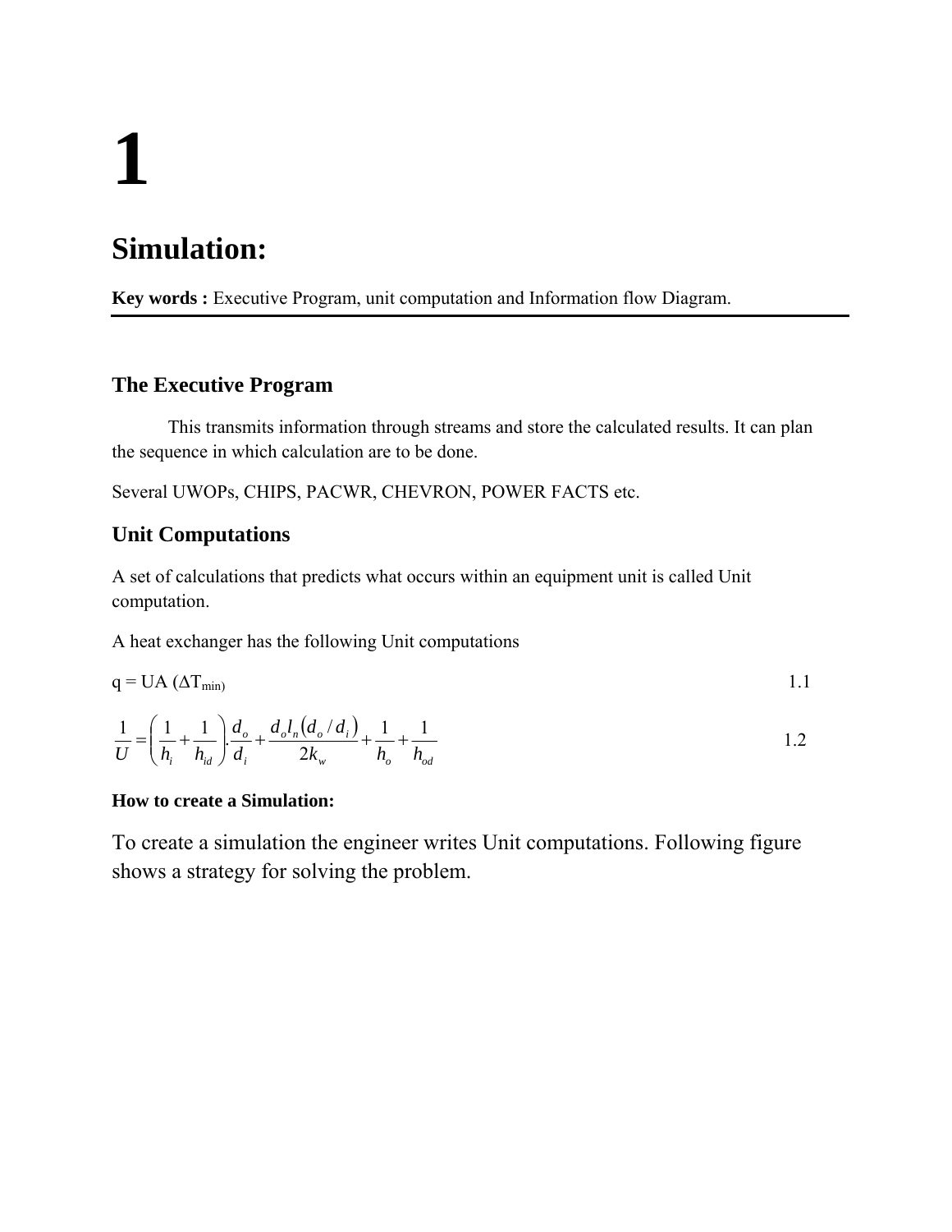# 1

# Simulation:

**Key words :** Executive Program, unit computation and Information flow Diagram.

---

### The Executive Program

This transmits information through streams and store the calculated results. It can plan the sequence in which calculation are to be done.

Several UWOPs, CHIPS, PACWR, CHEVRON, POWER FACTS etc.

### Unit Computations

A set of calculations that predicts what occurs within an equipment unit is called Unit computation.

A heat exchanger has the following Unit computations

$$q = UA\,(\Delta T_{min}) \tag{1.1}$$

$$\frac{1}{U} = \left(\frac{1}{h_i} + \frac{1}{h_{id}}\right).\frac{d_o}{d_i} + \frac{d_o l_n\left(d_o / d_i\right)}{2k_w} + \frac{1}{h_o} + \frac{1}{h_{od}} \tag{1.2}$$

**How to create a Simulation:**

To create a simulation the engineer writes Unit computations. Following figure shows a strategy for solving the problem.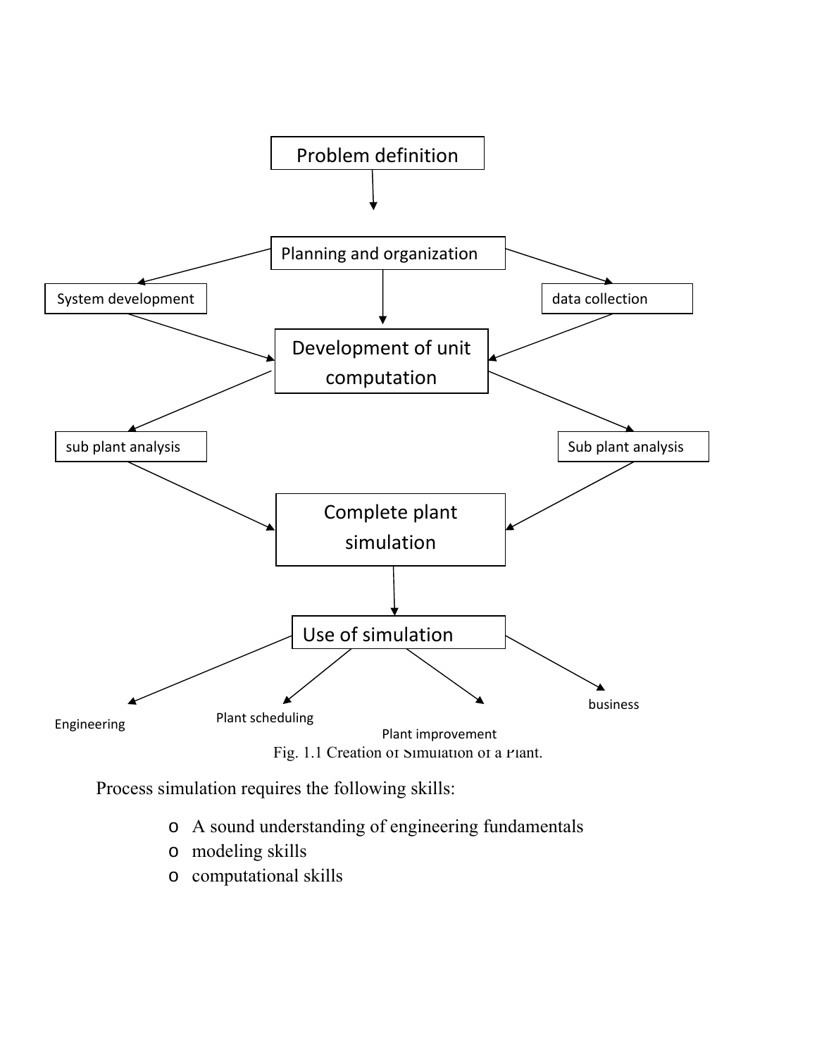Problem definition

Planning and organization

System development

data collection

Development of unit computation

sub plant analysis

Sub plant analysis

Complete plant simulation

Use of simulation

Engineering

Plant scheduling

Plant improvement

business

Fig. 1.1 Creation of Simulation of a Plant.

Process simulation requires the following skills:

- A sound understanding of engineering fundamentals
- modeling skills
- computational skills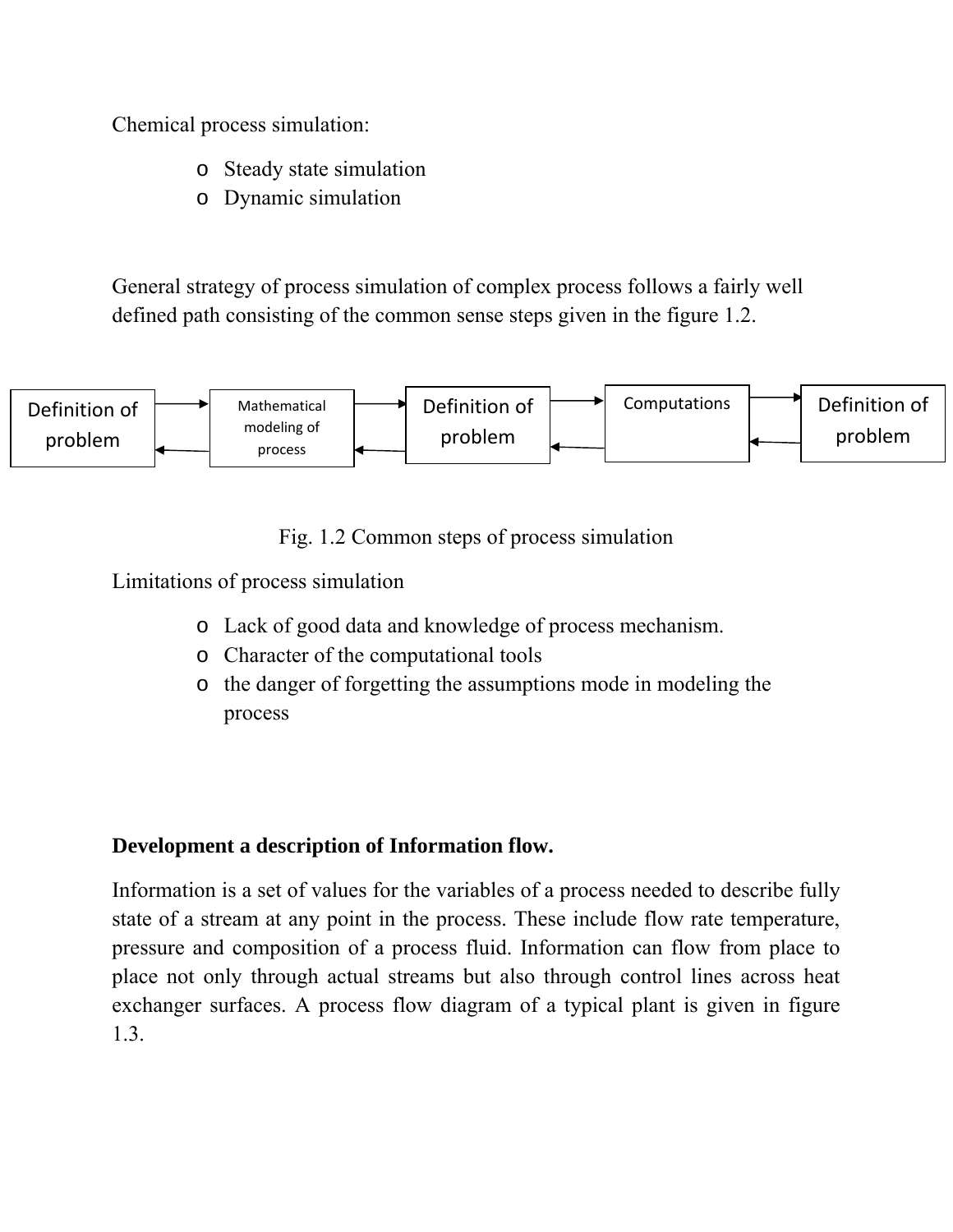Chemical process simulation:

- Steady state simulation
- Dynamic simulation

General strategy of process simulation of complex process follows a fairly well defined path consisting of the common sense steps given in the figure 1.2.

Definition of problem ⇄ Mathematical modeling of process ⇄ Definition of problem ⇄ Computations ⇄ Definition of problem

Fig. 1.2 Common steps of process simulation

Limitations of process simulation

- Lack of good data and knowledge of process mechanism.
- Character of the computational tools
- the danger of forgetting the assumptions mode in modeling the process

**Development a description of Information flow.**

Information is a set of values for the variables of a process needed to describe fully state of a stream at any point in the process. These include flow rate temperature, pressure and composition of a process fluid. Information can flow from place to place not only through actual streams but also through control lines across heat exchanger surfaces. A process flow diagram of a typical plant is given in figure 1.3.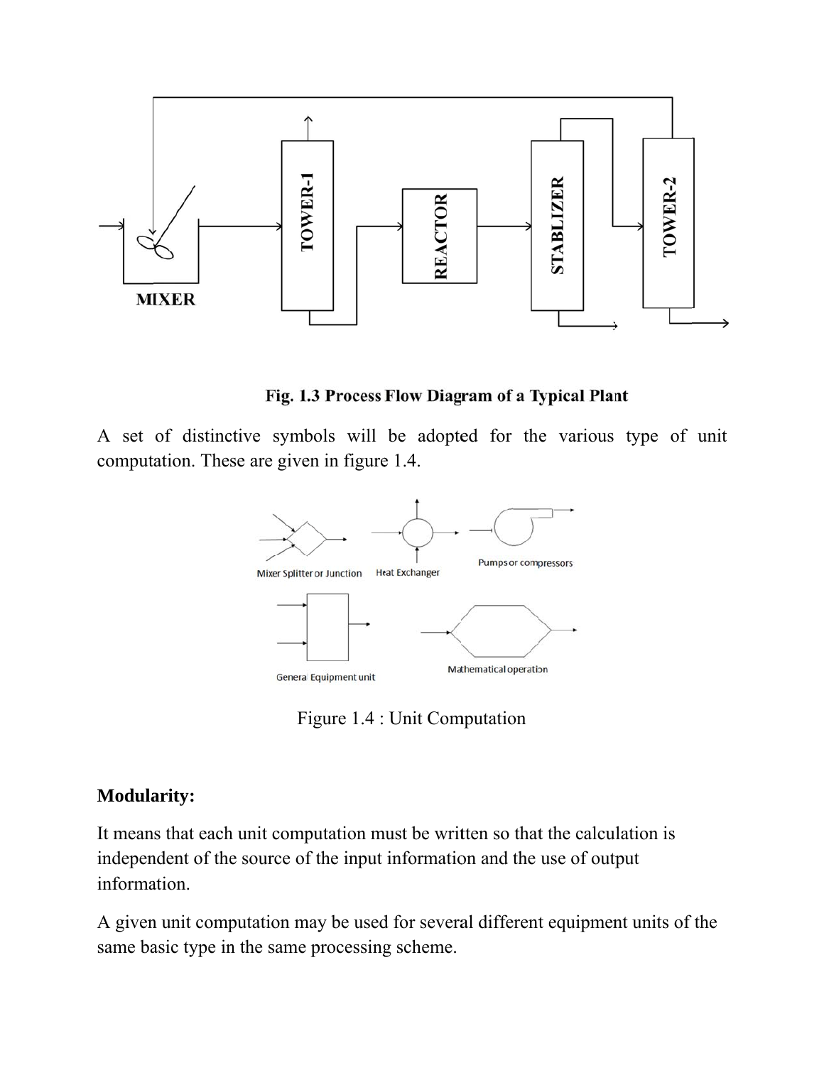Fig. 1.3 Process Flow Diagram of a Typical Plant

A set of distinctive symbols will be adopted for the various type of unit computation. These are given in figure 1.4.

Figure 1.4 : Unit Computation

**Modularity:**

It means that each unit computation must be written so that the calculation is independent of the source of the input information and the use of output information.

A given unit computation may be used for several different equipment units of the same basic type in the same processing scheme.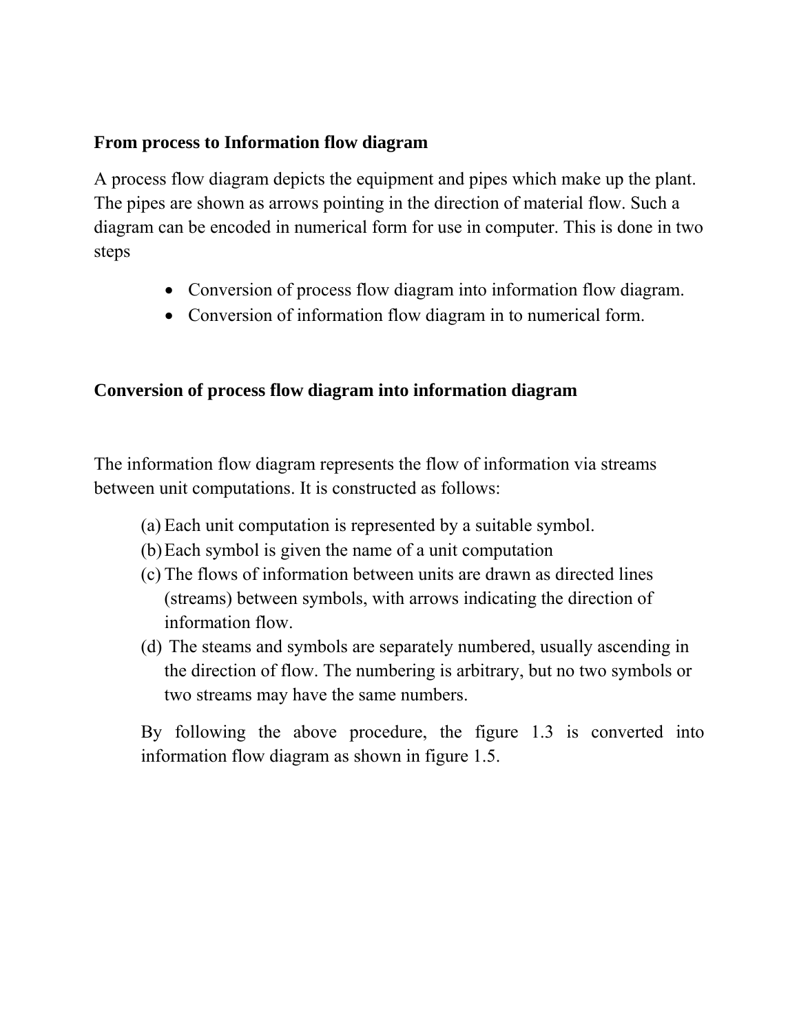**From process to Information flow diagram**

A process flow diagram depicts the equipment and pipes which make up the plant. The pipes are shown as arrows pointing in the direction of material flow. Such a diagram can be encoded in numerical form for use in computer. This is done in two steps

- Conversion of process flow diagram into information flow diagram.
- Conversion of information flow diagram in to numerical form.

**Conversion of process flow diagram into information diagram**

The information flow diagram represents the flow of information via streams between unit computations. It is constructed as follows:

(a) Each unit computation is represented by a suitable symbol.
(b) Each symbol is given the name of a unit computation
(c) The flows of information between units are drawn as directed lines (streams) between symbols, with arrows indicating the direction of information flow.
(d) The steams and symbols are separately numbered, usually ascending in the direction of flow. The numbering is arbitrary, but no two symbols or two streams may have the same numbers.

By following the above procedure, the figure 1.3 is converted into information flow diagram as shown in figure 1.5.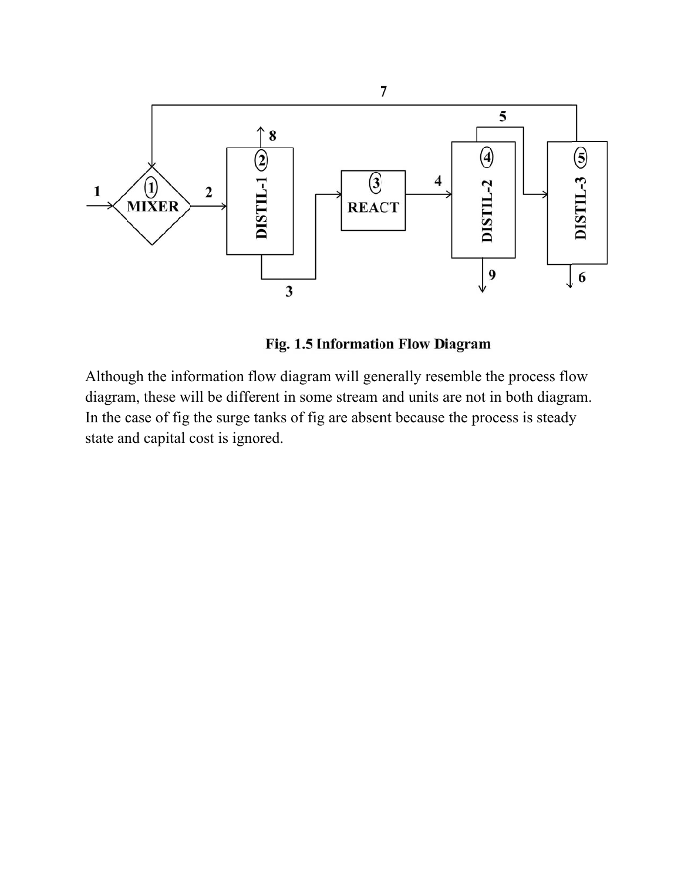7

5

8

1 MIXER

2 DISTIL-1

3 REACT

4 DISTIL-2

5 DISTIL-3

1

2

3

4

9

6

**Fig. 1.5 Information Flow Diagram**

Although the information flow diagram will generally resemble the process flow diagram, these will be different in some stream and units are not in both diagram. In the case of fig the surge tanks of fig are absent because the process is steady state and capital cost is ignored.